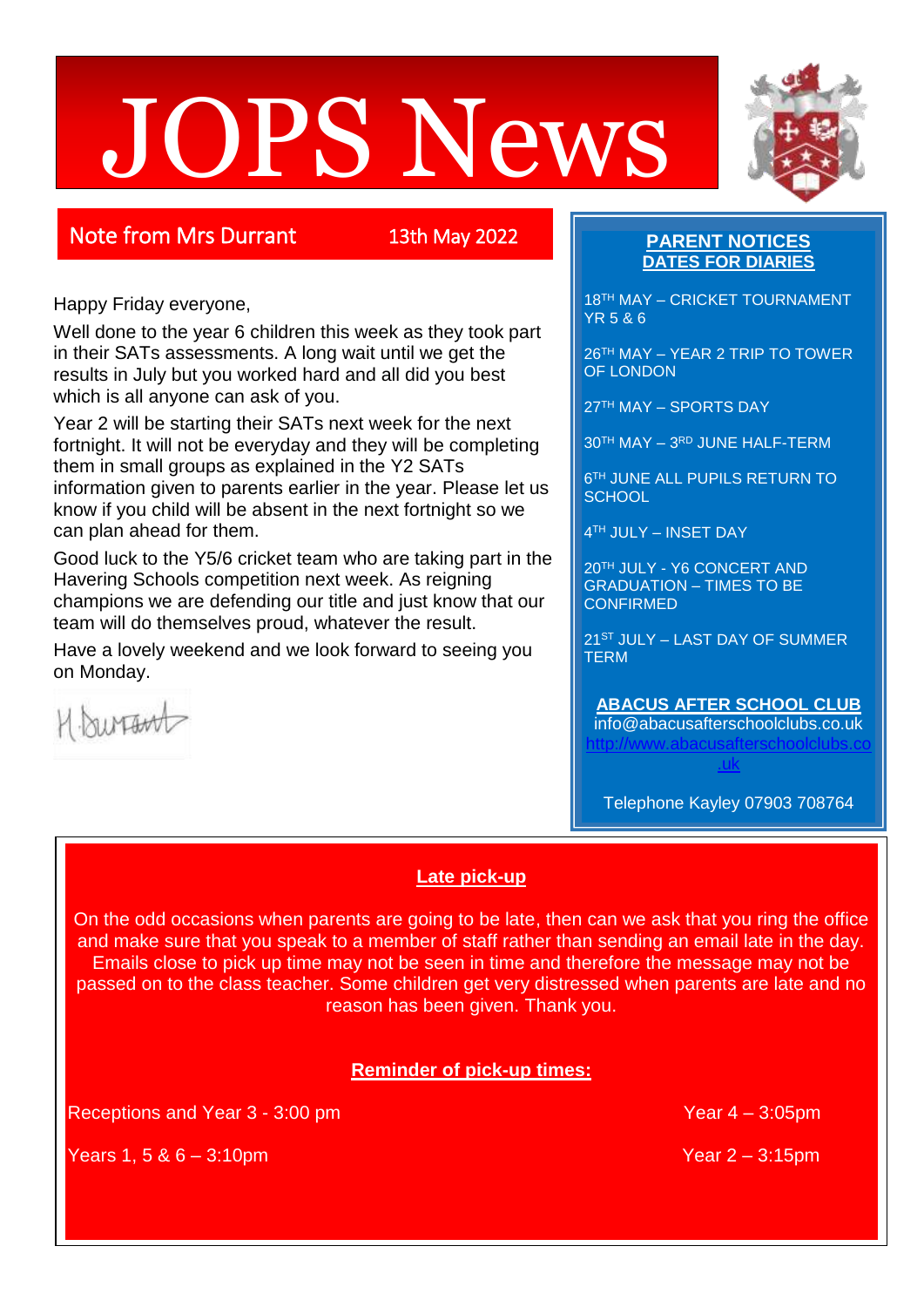# JOPS News

## Note from Mrs Durrant

13th May 2022

Happy Friday everyone,

Well done to the year 6 children this week as they took part in their SATs assessments. A long wait until we get the results in July but you worked hard and all did you best which is all anyone can ask of you.

Year 2 will be starting their SATs next week for the next fortnight. It will not be everyday and they will be completing them in small groups as explained in the Y2 SATs information given to parents earlier in the year. Please let us know if you child will be absent in the next fortnight so we can plan ahead for them.

Good luck to the Y5/6 cricket team who are taking part in the Havering Schools competition next week. As reigning champions we are defending our title and just know that our team will do themselves proud, whatever the result.

Have a lovely weekend and we look forward to seeing you on Monday.

H Durrant

## PARENT NOTICES
## DATES FOR DIARIES

18TH MAY – CRICKET TOURNAMENT YR 5 & 6

26TH MAY – YEAR 2 TRIP TO TOWER OF LONDON

27TH MAY – SPORTS DAY

30TH MAY – 3RD JUNE HALF-TERM

6TH JUNE ALL PUPILS RETURN TO SCHOOL

4TH JULY – INSET DAY

20TH JULY - Y6 CONCERT AND GRADUATION – TIMES TO BE CONFIRMED

21ST JULY – LAST DAY OF SUMMER TERM

**ABACUS AFTER SCHOOL CLUB**

info@abacusafterschoolclubs.co.uk

http://www.abacusafterschoolclubs.co.uk

Telephone Kayley 07903 708764

## Late pick-up

On the odd occasions when parents are going to be late, then can we ask that you ring the office and make sure that you speak to a member of staff rather than sending an email late in the day. Emails close to pick up time may not be seen in time and therefore the message may not be passed on to the class teacher. Some children get very distressed when parents are late and no reason has been given. Thank you.

**Reminder of pick-up times:**

Receptions and Year 3 - 3:00 pm

Year 4 – 3:05pm

Years 1, 5 & 6 – 3:10pm

Year 2 – 3:15pm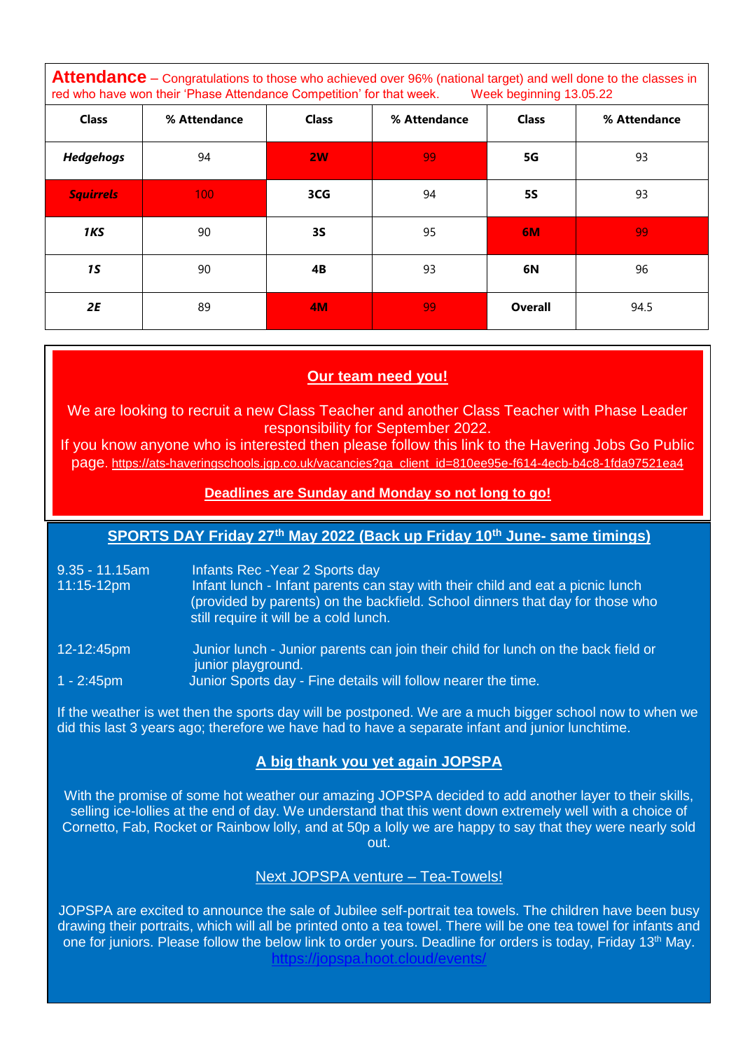**Attendance** – Congratulations to those who achieved over 96% (national target) and well done to the classes in red who have won their 'Phase Attendance Competition' for that week. Week beginning 13.05.22

| Class | % Attendance | Class | % Attendance | Class | % Attendance |
|---|---|---|---|---|---|
| ***Hedgehogs*** | 94 | **2W** | 99 | **5G** | 93 |
| ***Squirrels*** | 100 | **3CG** | 94 | **5S** | 93 |
| ***1KS*** | 90 | **3S** | 95 | **6M** | 99 |
| ***1S*** | 90 | **4B** | 93 | **6N** | 96 |
| ***2E*** | 89 | **4M** | 99 | **Overall** | 94.5 |

## Our team need you!

We are looking to recruit a new Class Teacher and another Class Teacher with Phase Leader responsibility for September 2022.
If you know anyone who is interested then please follow this link to the Havering Jobs Go Public page. https://ats-haveringschools.jgp.co.uk/vacancies?ga_client_id=810ee95e-f614-4ecb-b4c8-1fda97521ea4

**Deadlines are Sunday and Monday so not long to go!**

## SPORTS DAY Friday 27th May 2022 (Back up Friday 10th June- same timings)

9.35 - 11.15am Infants Rec -Year 2 Sports day
11:15-12pm Infant lunch - Infant parents can stay with their child and eat a picnic lunch (provided by parents) on the backfield. School dinners that day for those who still require it will be a cold lunch.

12-12:45pm Junior lunch - Junior parents can join their child for lunch on the back field or junior playground.
1 - 2:45pm Junior Sports day - Fine details will follow nearer the time.

If the weather is wet then the sports day will be postponed. We are a much bigger school now to when we did this last 3 years ago; therefore we have had to have a separate infant and junior lunchtime.

## A big thank you yet again JOPSPA

With the promise of some hot weather our amazing JOPSPA decided to add another layer to their skills, selling ice-lollies at the end of day. We understand that this went down extremely well with a choice of Cornetto, Fab, Rocket or Rainbow lolly, and at 50p a lolly we are happy to say that they were nearly sold out.

### Next JOPSPA venture – Tea-Towels!

JOPSPA are excited to announce the sale of Jubilee self-portrait tea towels. The children have been busy drawing their portraits, which will all be printed onto a tea towel. There will be one tea towel for infants and one for juniors. Please follow the below link to order yours. Deadline for orders is today, Friday 13th May.
https://jopspa.hoot.cloud/events/